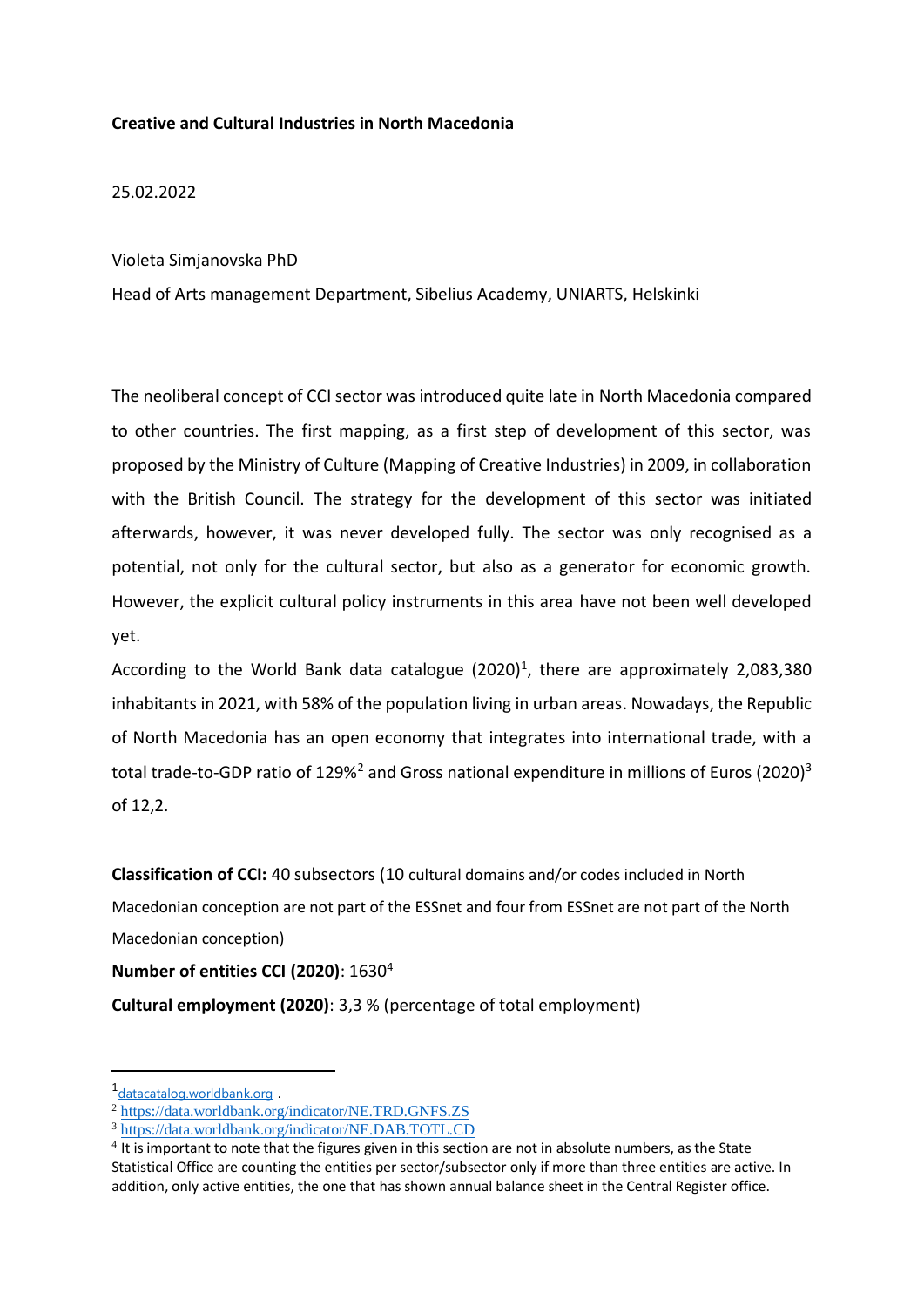**Creative and Cultural Industries in North Macedonia**

25.02.2022

Violeta Simjanovska PhD

Head of Arts management Department, Sibelius Academy, UNIARTS, Helskinki

The neoliberal concept of CCI sector was introduced quite late in North Macedonia compared to other countries. The first mapping, as a first step of development of this sector, was proposed by the Ministry of Culture (Mapping of Creative Industries) in 2009, in collaboration with the British Council. The strategy for the development of this sector was initiated afterwards, however, it was never developed fully. The sector was only recognised as a potential, not only for the cultural sector, but also as a generator for economic growth. However, the explicit cultural policy instruments in this area have not been well developed yet.

According to the World Bank data catalogue (2020)[1], there are approximately 2,083,380 inhabitants in 2021, with 58% of the population living in urban areas. Nowadays, the Republic of North Macedonia has an open economy that integrates into international trade, with a total trade-to-GDP ratio of 129%[2] and Gross national expenditure in millions of Euros (2020)[3] of 12,2.

**Classification of CCI:** 40 subsectors (10 cultural domains and/or codes included in North Macedonian conception are not part of the ESSnet and four from ESSnet are not part of the North Macedonian conception)

**Number of entities CCI (2020)**: 1630[4]

**Cultural employment (2020)**: 3,3 % (percentage of total employment)

---

[1] datacatalog.worldbank.org .

[2] https://data.worldbank.org/indicator/NE.TRD.GNFS.ZS

[3] https://data.worldbank.org/indicator/NE.DAB.TOTL.CD

[4] It is important to note that the figures given in this section are not in absolute numbers, as the State Statistical Office are counting the entities per sector/subsector only if more than three entities are active. In addition, only active entities, the one that has shown annual balance sheet in the Central Register office.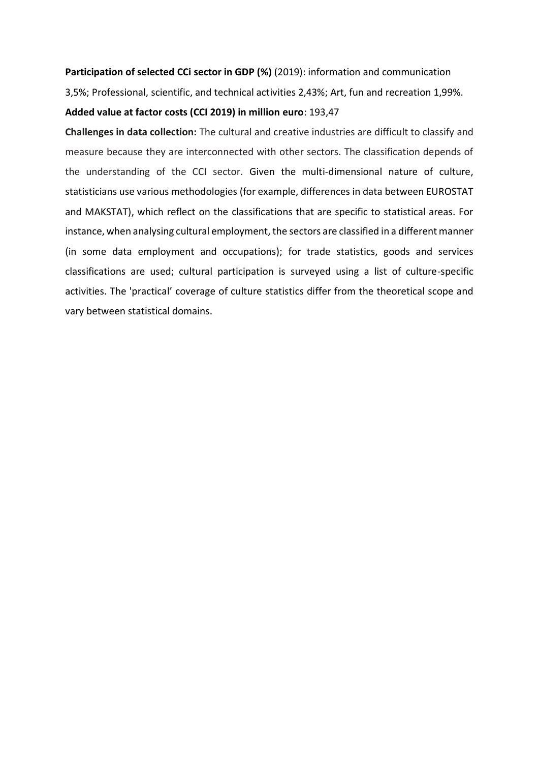**Participation of selected CCi sector in GDP (%)** (2019): information and communication 3,5%; Professional, scientific, and technical activities 2,43%; Art, fun and recreation 1,99%.

**Added value at factor costs (CCI 2019) in million euro**: 193,47

**Challenges in data collection:** The cultural and creative industries are difficult to classify and measure because they are interconnected with other sectors. The classification depends of the understanding of the CCI sector. Given the multi-dimensional nature of culture, statisticians use various methodologies (for example, differences in data between EUROSTAT and MAKSTAT), which reflect on the classifications that are specific to statistical areas. For instance, when analysing cultural employment, the sectors are classified in a different manner (in some data employment and occupations); for trade statistics, goods and services classifications are used; cultural participation is surveyed using a list of culture-specific activities. The 'practical' coverage of culture statistics differ from the theoretical scope and vary between statistical domains.